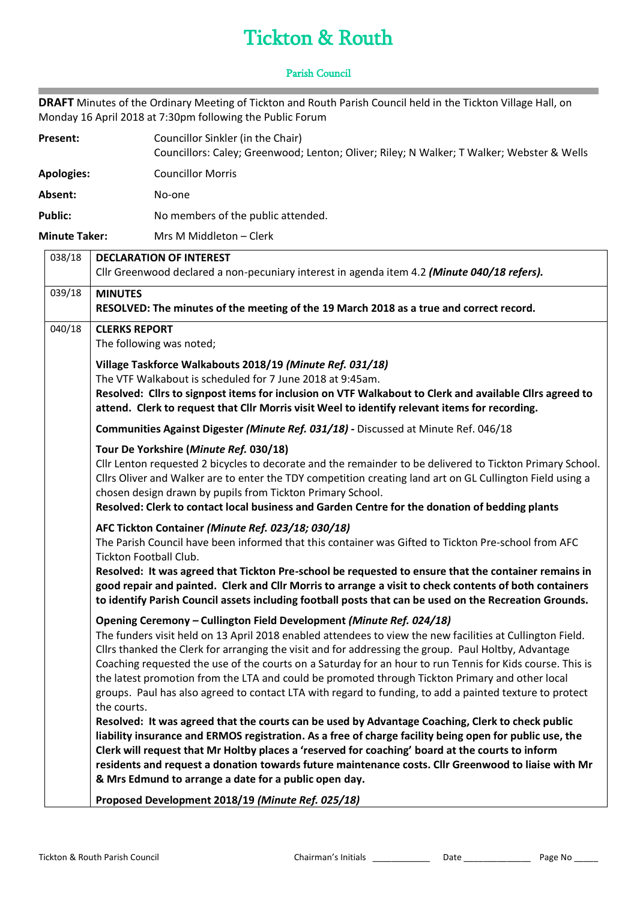# Tickton & Routh

## Parish Council

**DRAFT** Minutes of the Ordinary Meeting of Tickton and Routh Parish Council held in the Tickton Village Hall, on Monday 16 April 2018 at 7:30pm following the Public Forum

| | |
|---|---|
| **Present:** | Councillor Sinkler (in the Chair)<br>Councillors: Caley; Greenwood; Lenton; Oliver; Riley; N Walker; T Walker; Webster & Wells |
| **Apologies:** | Councillor Morris |
| **Absent:** | No-one |
| **Public:** | No members of the public attended. |
| **Minute Taker:** | Mrs M Middleton – Clerk |

| | |
|---|---|
| 038/18 | **DECLARATION OF INTEREST**<br>Cllr Greenwood declared a non-pecuniary interest in agenda item 4.2 ***(Minute 040/18 refers).*** |
| 039/18 | **MINUTES**<br>**RESOLVED: The minutes of the meeting of the 19 March 2018 as a true and correct record.** |
| 040/18 | **CLERKS REPORT**<br>The following was noted;<br><br>**Village Taskforce Walkabouts 2018/19 *(Minute Ref. 031/18)***<br>The VTF Walkabout is scheduled for 7 June 2018 at 9:45am.<br>**Resolved: Cllrs to signpost items for inclusion on VTF Walkabout to Clerk and available Cllrs agreed to attend. Clerk to request that Cllr Morris visit Weel to identify relevant items for recording.**<br><br>**Communities Against Digester *(Minute Ref. 031/18)* -** Discussed at Minute Ref. 046/18<br><br>**Tour De Yorkshire (*Minute Ref.* 030/18)**<br>Cllr Lenton requested 2 bicycles to decorate and the remainder to be delivered to Tickton Primary School. Cllrs Oliver and Walker are to enter the TDY competition creating land art on GL Cullington Field using a chosen design drawn by pupils from Tickton Primary School.<br>**Resolved: Clerk to contact local business and Garden Centre for the donation of bedding plants**<br><br>**AFC Tickton Container *(Minute Ref. 023/18; 030/18)***<br>The Parish Council have been informed that this container was Gifted to Tickton Pre-school from AFC Tickton Football Club.<br>**Resolved: It was agreed that Tickton Pre-school be requested to ensure that the container remains in good repair and painted. Clerk and Cllr Morris to arrange a visit to check contents of both containers to identify Parish Council assets including football posts that can be used on the Recreation Grounds.**<br><br>**Opening Ceremony – Cullington Field Development *(Minute Ref. 024/18)***<br>The funders visit held on 13 April 2018 enabled attendees to view the new facilities at Cullington Field. Cllrs thanked the Clerk for arranging the visit and for addressing the group. Paul Holtby, Advantage Coaching requested the use of the courts on a Saturday for an hour to run Tennis for Kids course. This is the latest promotion from the LTA and could be promoted through Tickton Primary and other local groups. Paul has also agreed to contact LTA with regard to funding, to add a painted texture to protect the courts.<br>**Resolved: It was agreed that the courts can be used by Advantage Coaching, Clerk to check public liability insurance and ERMOS registration. As a free of charge facility being open for public use, the Clerk will request that Mr Holtby places a 'reserved for coaching' board at the courts to inform residents and request a donation towards future maintenance costs. Cllr Greenwood to liaise with Mr & Mrs Edmund to arrange a date for a public open day.**<br><br>**Proposed Development 2018/19 *(Minute Ref. 025/18)*** |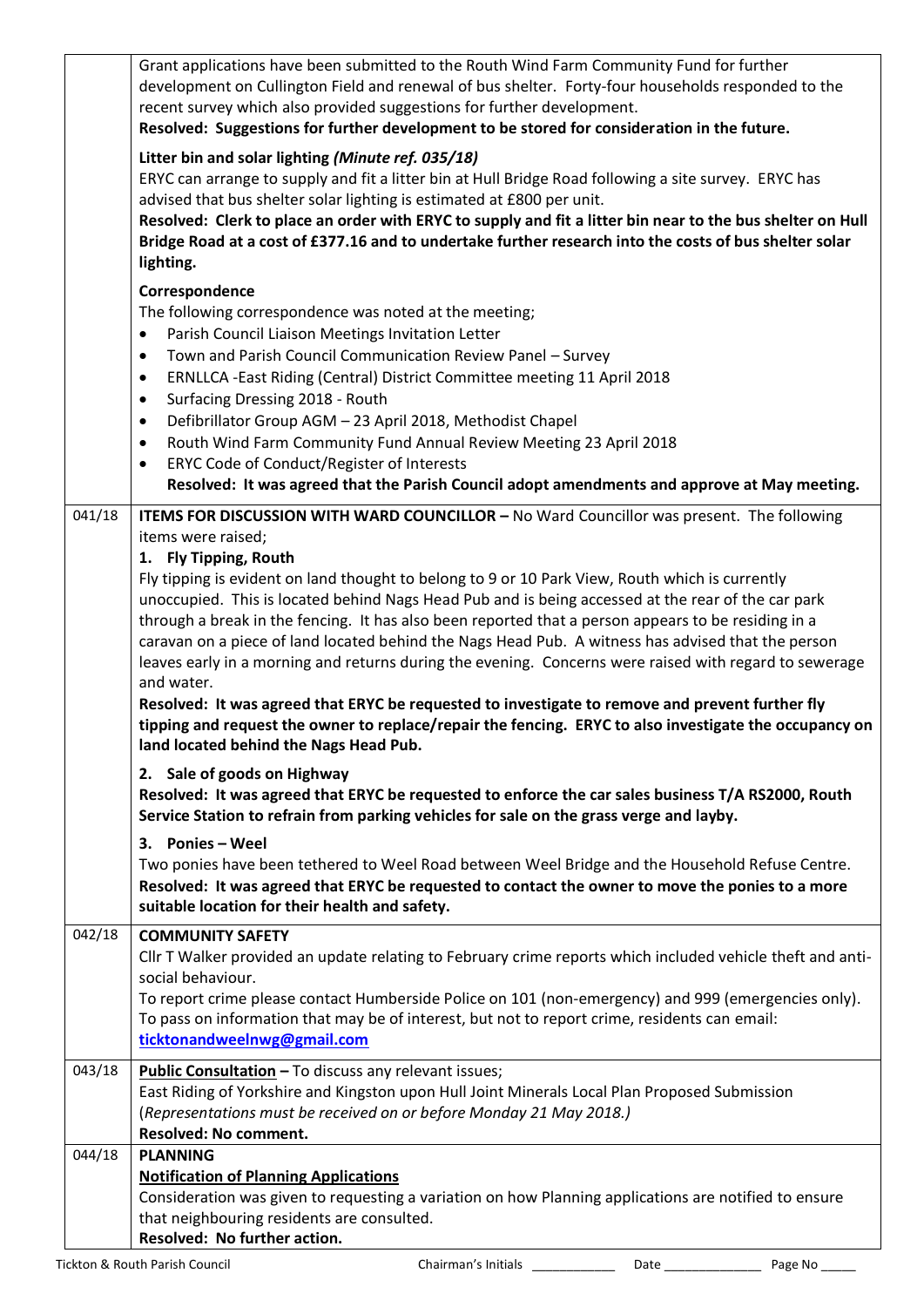| | |
|---|---|
| | Grant applications have been submitted to the Routh Wind Farm Community Fund for further development on Cullington Field and renewal of bus shelter. Forty-four households responded to the recent survey which also provided suggestions for further development.<br>**Resolved: Suggestions for further development to be stored for consideration in the future.**<br><br>**Litter bin and solar lighting *(Minute ref. 035/18)***<br>ERYC can arrange to supply and fit a litter bin at Hull Bridge Road following a site survey. ERYC has advised that bus shelter solar lighting is estimated at £800 per unit.<br>**Resolved: Clerk to place an order with ERYC to supply and fit a litter bin near to the bus shelter on Hull Bridge Road at a cost of £377.16 and to undertake further research into the costs of bus shelter solar lighting.**<br><br>**Correspondence**<br>The following correspondence was noted at the meeting;<br>• Parish Council Liaison Meetings Invitation Letter<br>• Town and Parish Council Communication Review Panel – Survey<br>• ERNLLCA -East Riding (Central) District Committee meeting 11 April 2018<br>• Surfacing Dressing 2018 - Routh<br>• Defibrillator Group AGM – 23 April 2018, Methodist Chapel<br>• Routh Wind Farm Community Fund Annual Review Meeting 23 April 2018<br>• ERYC Code of Conduct/Register of Interests<br>**Resolved: It was agreed that the Parish Council adopt amendments and approve at May meeting.** |
| 041/18 | **ITEMS FOR DISCUSSION WITH WARD COUNCILLOR –** No Ward Councillor was present. The following items were raised;<br>**1. Fly Tipping, Routh**<br>Fly tipping is evident on land thought to belong to 9 or 10 Park View, Routh which is currently unoccupied. This is located behind Nags Head Pub and is being accessed at the rear of the car park through a break in the fencing. It has also been reported that a person appears to be residing in a caravan on a piece of land located behind the Nags Head Pub. A witness has advised that the person leaves early in a morning and returns during the evening. Concerns were raised with regard to sewerage and water.<br>**Resolved: It was agreed that ERYC be requested to investigate to remove and prevent further fly tipping and request the owner to replace/repair the fencing. ERYC to also investigate the occupancy on land located behind the Nags Head Pub.**<br><br>**2. Sale of goods on Highway**<br>**Resolved: It was agreed that ERYC be requested to enforce the car sales business T/A RS2000, Routh Service Station to refrain from parking vehicles for sale on the grass verge and layby.**<br><br>**3. Ponies – Weel**<br>Two ponies have been tethered to Weel Road between Weel Bridge and the Household Refuse Centre.<br>**Resolved: It was agreed that ERYC be requested to contact the owner to move the ponies to a more suitable location for their health and safety.** |
| 042/18 | **COMMUNITY SAFETY**<br>Cllr T Walker provided an update relating to February crime reports which included vehicle theft and anti-social behaviour.<br>To report crime please contact Humberside Police on 101 (non-emergency) and 999 (emergencies only). To pass on information that may be of interest, but not to report crime, residents can email: ticktonandweelnwg@gmail.com |
| 043/18 | **Public Consultation –** To discuss any relevant issues;<br>East Riding of Yorkshire and Kingston upon Hull Joint Minerals Local Plan Proposed Submission (*Representations must be received on or before Monday 21 May 2018.)*<br>**Resolved: No comment.** |
| 044/18 | **PLANNING**<br>**Notification of Planning Applications**<br>Consideration was given to requesting a variation on how Planning applications are notified to ensure that neighbouring residents are consulted.<br>**Resolved: No further action.** |

Tickton & Routh Parish Council Chairman's Initials ___________ Date _____________ Page No _____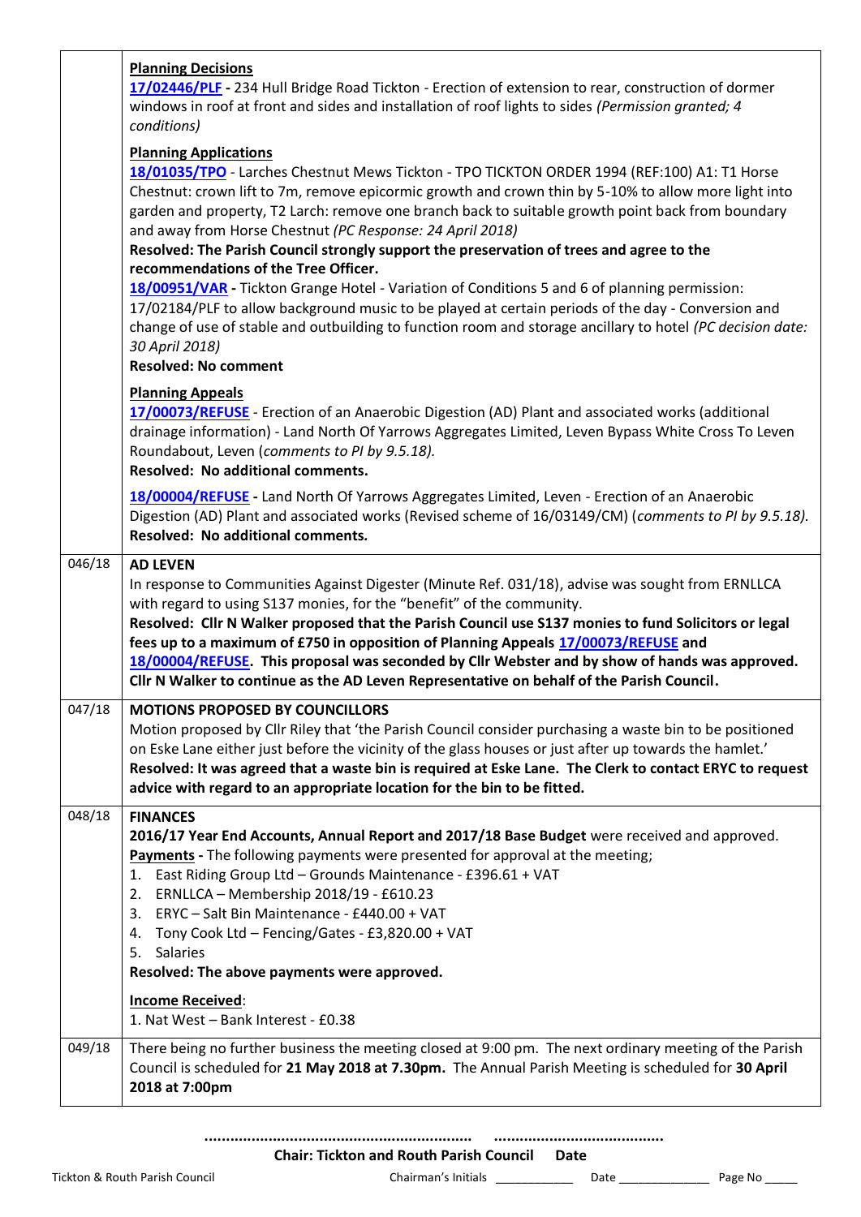| | |
|---|---|
| | **Planning Decisions**<br>**17/02446/PLF -** 234 Hull Bridge Road Tickton - Erection of extension to rear, construction of dormer windows in roof at front and sides and installation of roof lights to sides *(Permission granted; 4 conditions)*<br><br>**Planning Applications**<br>**18/01035/TPO** - Larches Chestnut Mews Tickton - TPO TICKTON ORDER 1994 (REF:100) A1: T1 Horse Chestnut: crown lift to 7m, remove epicormic growth and crown thin by 5-10% to allow more light into garden and property, T2 Larch: remove one branch back to suitable growth point back from boundary and away from Horse Chestnut *(PC Response: 24 April 2018)*<br>**Resolved: The Parish Council strongly support the preservation of trees and agree to the recommendations of the Tree Officer.**<br>**18/00951/VAR -** Tickton Grange Hotel - Variation of Conditions 5 and 6 of planning permission: 17/02184/PLF to allow background music to be played at certain periods of the day - Conversion and change of use of stable and outbuilding to function room and storage ancillary to hotel *(PC decision date: 30 April 2018)*<br>**Resolved: No comment**<br><br>**Planning Appeals**<br>**17/00073/REFUSE** - Erection of an Anaerobic Digestion (AD) Plant and associated works (additional drainage information) - Land North Of Yarrows Aggregates Limited, Leven Bypass White Cross To Leven Roundabout, Leven (*comments to PI by 9.5.18).*<br>**Resolved: No additional comments.**<br><br>**18/00004/REFUSE -** Land North Of Yarrows Aggregates Limited, Leven - Erection of an Anaerobic Digestion (AD) Plant and associated works (Revised scheme of 16/03149/CM) (*comments to PI by 9.5.18).*<br>**Resolved: No additional comments.** |
| 046/18 | **AD LEVEN**<br>In response to Communities Against Digester (Minute Ref. 031/18), advise was sought from ERNLLCA with regard to using S137 monies, for the "benefit" of the community.<br>**Resolved: Cllr N Walker proposed that the Parish Council use S137 monies to fund Solicitors or legal fees up to a maximum of £750 in opposition of Planning Appeals 17/00073/REFUSE and 18/00004/REFUSE. This proposal was seconded by Cllr Webster and by show of hands was approved. Cllr N Walker to continue as the AD Leven Representative on behalf of the Parish Council.** |
| 047/18 | **MOTIONS PROPOSED BY COUNCILLORS**<br>Motion proposed by Cllr Riley that 'the Parish Council consider purchasing a waste bin to be positioned on Eske Lane either just before the vicinity of the glass houses or just after up towards the hamlet.'<br>**Resolved: It was agreed that a waste bin is required at Eske Lane. The Clerk to contact ERYC to request advice with regard to an appropriate location for the bin to be fitted.** |
| 048/18 | **FINANCES**<br>**2016/17 Year End Accounts, Annual Report and 2017/18 Base Budget** were received and approved.<br>**Payments -** The following payments were presented for approval at the meeting;<br>1. East Riding Group Ltd – Grounds Maintenance - £396.61 + VAT<br>2. ERNLLCA – Membership 2018/19 - £610.23<br>3. ERYC – Salt Bin Maintenance - £440.00 + VAT<br>4. Tony Cook Ltd – Fencing/Gates - £3,820.00 + VAT<br>5. Salaries<br>**Resolved: The above payments were approved.**<br><br>**Income Received**:<br>1. Nat West – Bank Interest - £0.38 |
| 049/18 | There being no further business the meeting closed at 9:00 pm. The next ordinary meeting of the Parish Council is scheduled for **21 May 2018 at 7.30pm.** The Annual Parish Meeting is scheduled for **30 April 2018 at 7:00pm** |

.............................................................. ......................................

**Chair: Tickton and Routh Parish Council Date**